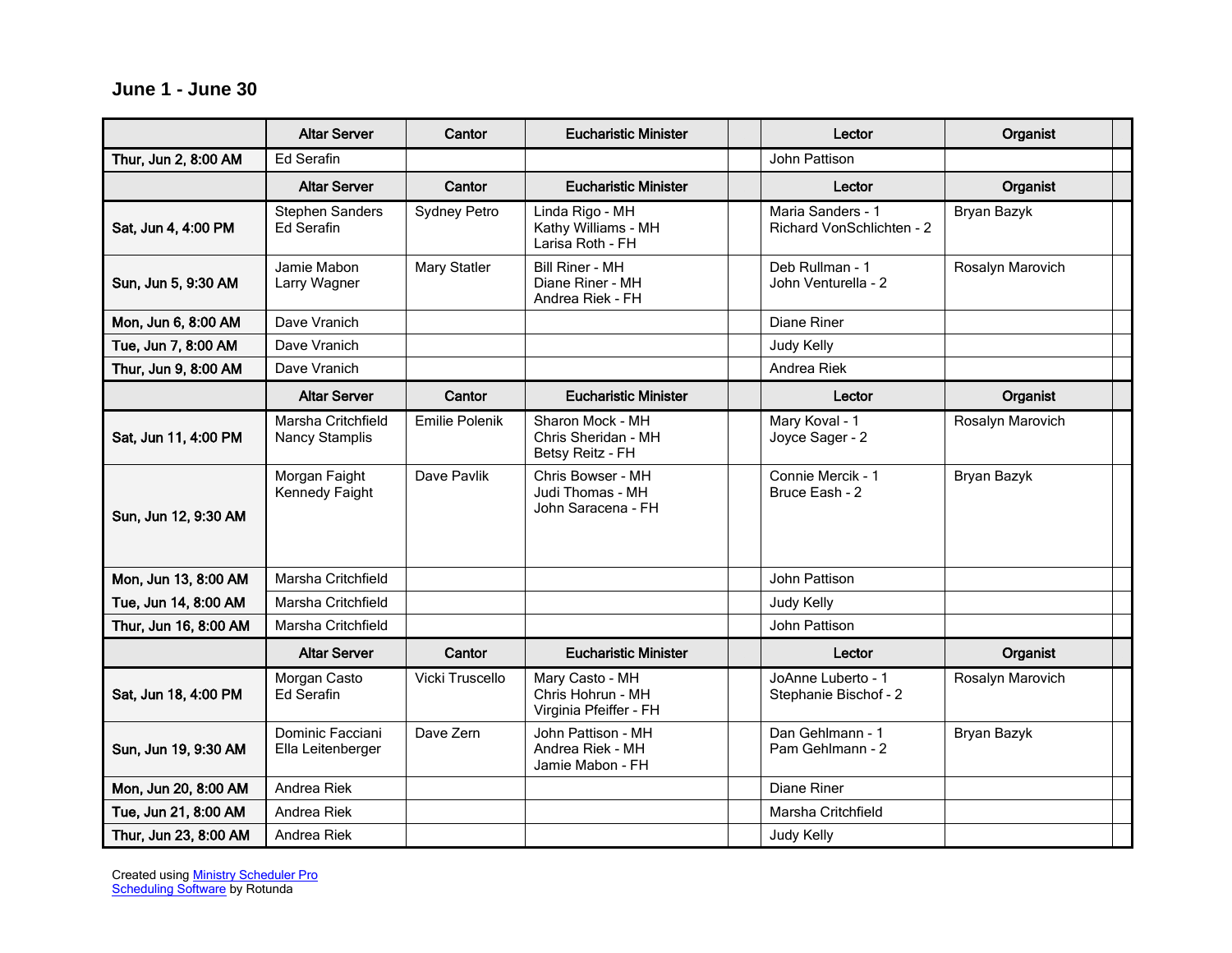## June 1 - June 30

| | Altar Server | Cantor | Eucharistic Minister | | Lector | Organist | |
|---|---|---|---|---|---|---|---|
| **Thur, Jun 2, 8:00 AM** | Ed Serafin | | | | John Pattison | | |
| | **Altar Server** | **Cantor** | **Eucharistic Minister** | | **Lector** | **Organist** | |
| **Sat, Jun 4, 4:00 PM** | Stephen Sanders<br>Ed Serafin | Sydney Petro | Linda Rigo - MH<br>Kathy Williams - MH<br>Larisa Roth - FH | | Maria Sanders - 1<br>Richard VonSchlichten - 2 | Bryan Bazyk | |
| **Sun, Jun 5, 9:30 AM** | Jamie Mabon<br>Larry Wagner | Mary Statler | Bill Riner - MH<br>Diane Riner - MH<br>Andrea Riek - FH | | Deb Rullman - 1<br>John Venturella - 2 | Rosalyn Marovich | |
| **Mon, Jun 6, 8:00 AM** | Dave Vranich | | | | Diane Riner | | |
| **Tue, Jun 7, 8:00 AM** | Dave Vranich | | | | Judy Kelly | | |
| **Thur, Jun 9, 8:00 AM** | Dave Vranich | | | | Andrea Riek | | |
| | **Altar Server** | **Cantor** | **Eucharistic Minister** | | **Lector** | **Organist** | |
| **Sat, Jun 11, 4:00 PM** | Marsha Critchfield<br>Nancy Stamplis | Emilie Polenik | Sharon Mock - MH<br>Chris Sheridan - MH<br>Betsy Reitz - FH | | Mary Koval - 1<br>Joyce Sager - 2 | Rosalyn Marovich | |
| **Sun, Jun 12, 9:30 AM** | Morgan Faight<br>Kennedy Faight | Dave Pavlik | Chris Bowser - MH<br>Judi Thomas - MH<br>John Saracena - FH | | Connie Mercik - 1<br>Bruce Eash - 2 | Bryan Bazyk | |
| **Mon, Jun 13, 8:00 AM** | Marsha Critchfield | | | | John Pattison | | |
| **Tue, Jun 14, 8:00 AM** | Marsha Critchfield | | | | Judy Kelly | | |
| **Thur, Jun 16, 8:00 AM** | Marsha Critchfield | | | | John Pattison | | |
| | **Altar Server** | **Cantor** | **Eucharistic Minister** | | **Lector** | **Organist** | |
| **Sat, Jun 18, 4:00 PM** | Morgan Casto<br>Ed Serafin | Vicki Truscello | Mary Casto - MH<br>Chris Hohrun - MH<br>Virginia Pfeiffer - FH | | JoAnne Luberto - 1<br>Stephanie Bischof - 2 | Rosalyn Marovich | |
| **Sun, Jun 19, 9:30 AM** | Dominic Facciani<br>Ella Leitenberger | Dave Zern | John Pattison - MH<br>Andrea Riek - MH<br>Jamie Mabon - FH | | Dan Gehlmann - 1<br>Pam Gehlmann - 2 | Bryan Bazyk | |
| **Mon, Jun 20, 8:00 AM** | Andrea Riek | | | | Diane Riner | | |
| **Tue, Jun 21, 8:00 AM** | Andrea Riek | | | | Marsha Critchfield | | |
| **Thur, Jun 23, 8:00 AM** | Andrea Riek | | | | Judy Kelly | | |

Created using Ministry Scheduler Pro Scheduling Software by Rotunda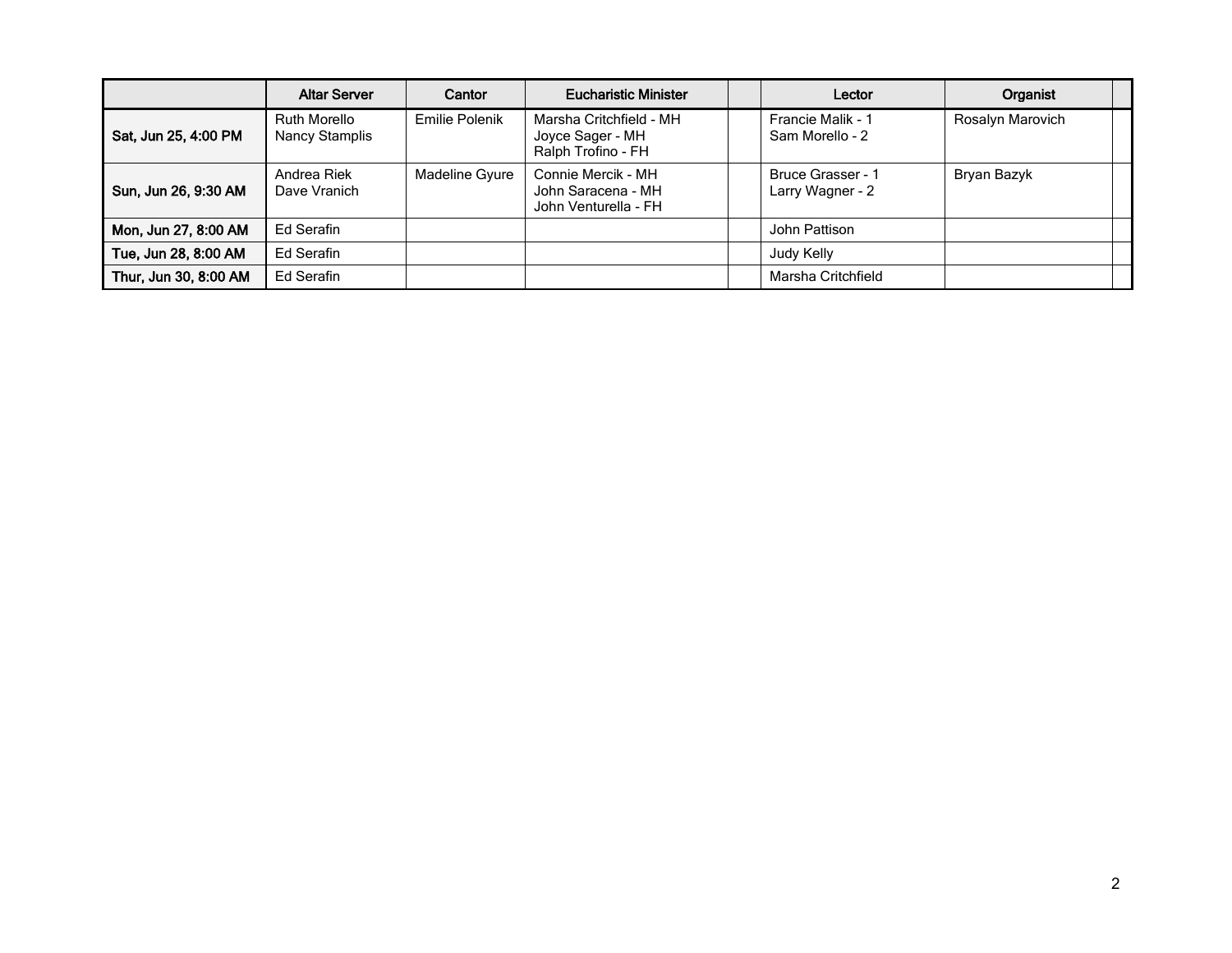| | Altar Server | Cantor | Eucharistic Minister | | Lector | Organist | |
|---|---|---|---|---|---|---|---|
| **Sat, Jun 25, 4:00 PM** | Ruth Morello<br>Nancy Stamplis | Emilie Polenik | Marsha Critchfield - MH<br>Joyce Sager - MH<br>Ralph Trofino - FH | | Francie Malik - 1<br>Sam Morello - 2 | Rosalyn Marovich | |
| **Sun, Jun 26, 9:30 AM** | Andrea Riek<br>Dave Vranich | Madeline Gyure | Connie Mercik - MH<br>John Saracena - MH<br>John Venturella - FH | | Bruce Grasser - 1<br>Larry Wagner - 2 | Bryan Bazyk | |
| **Mon, Jun 27, 8:00 AM** | Ed Serafin | | | | John Pattison | | |
| **Tue, Jun 28, 8:00 AM** | Ed Serafin | | | | Judy Kelly | | |
| **Thur, Jun 30, 8:00 AM** | Ed Serafin | | | | Marsha Critchfield | | |